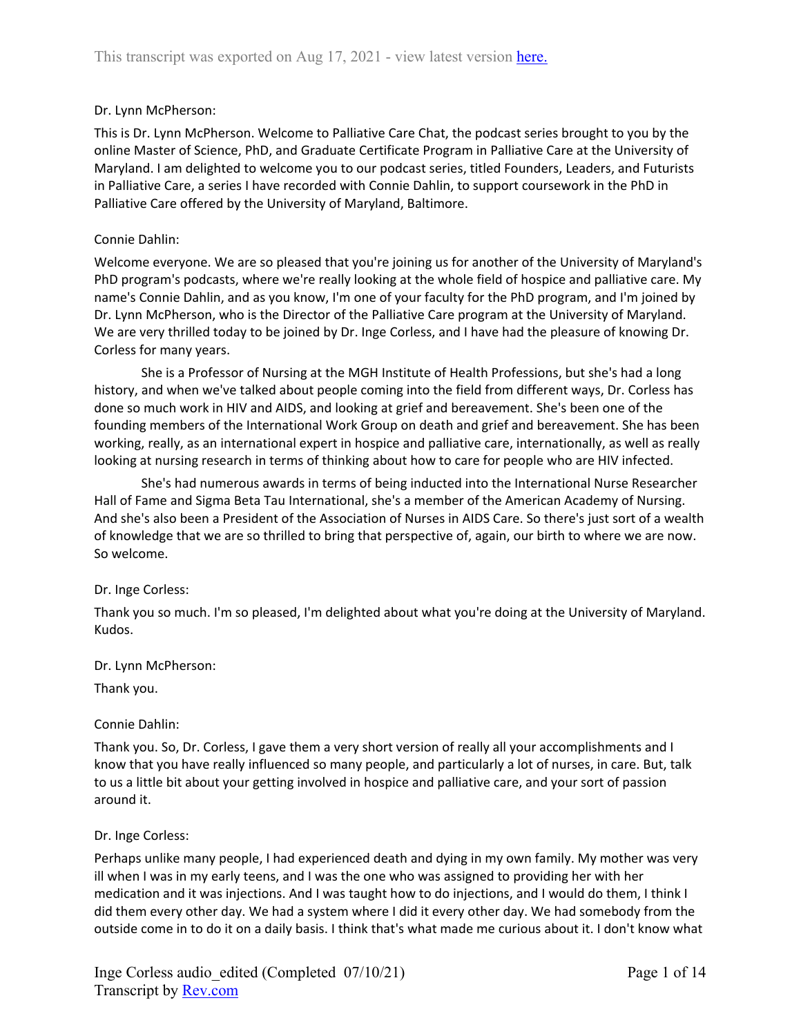Dr. Lynn McPherson:

This is Dr. Lynn McPherson. Welcome to Palliative Care Chat, the podcast series brought to you by the online Master of Science, PhD, and Graduate Certificate Program in Palliative Care at the University of Maryland. I am delighted to welcome you to our podcast series, titled Founders, Leaders, and Futurists in Palliative Care, a series I have recorded with Connie Dahlin, to support coursework in the PhD in Palliative Care offered by the University of Maryland, Baltimore.

Connie Dahlin:

Welcome everyone. We are so pleased that you're joining us for another of the University of Maryland's PhD program's podcasts, where we're really looking at the whole field of hospice and palliative care. My name's Connie Dahlin, and as you know, I'm one of your faculty for the PhD program, and I'm joined by Dr. Lynn McPherson, who is the Director of the Palliative Care program at the University of Maryland. We are very thrilled today to be joined by Dr. Inge Corless, and I have had the pleasure of knowing Dr. Corless for many years.

She is a Professor of Nursing at the MGH Institute of Health Professions, but she's had a long history, and when we've talked about people coming into the field from different ways, Dr. Corless has done so much work in HIV and AIDS, and looking at grief and bereavement. She's been one of the founding members of the International Work Group on death and grief and bereavement. She has been working, really, as an international expert in hospice and palliative care, internationally, as well as really looking at nursing research in terms of thinking about how to care for people who are HIV infected.

She's had numerous awards in terms of being inducted into the International Nurse Researcher Hall of Fame and Sigma Beta Tau International, she's a member of the American Academy of Nursing. And she's also been a President of the Association of Nurses in AIDS Care. So there's just sort of a wealth of knowledge that we are so thrilled to bring that perspective of, again, our birth to where we are now. So welcome.

Dr. Inge Corless:

Thank you so much. I'm so pleased, I'm delighted about what you're doing at the University of Maryland. Kudos.

Dr. Lynn McPherson:

Thank you.

Connie Dahlin:

Thank you. So, Dr. Corless, I gave them a very short version of really all your accomplishments and I know that you have really influenced so many people, and particularly a lot of nurses, in care. But, talk to us a little bit about your getting involved in hospice and palliative care, and your sort of passion around it.

Dr. Inge Corless:

Perhaps unlike many people, I had experienced death and dying in my own family. My mother was very ill when I was in my early teens, and I was the one who was assigned to providing her with her medication and it was injections. And I was taught how to do injections, and I would do them, I think I did them every other day. We had a system where I did it every other day. We had somebody from the outside come in to do it on a daily basis. I think that's what made me curious about it. I don't know what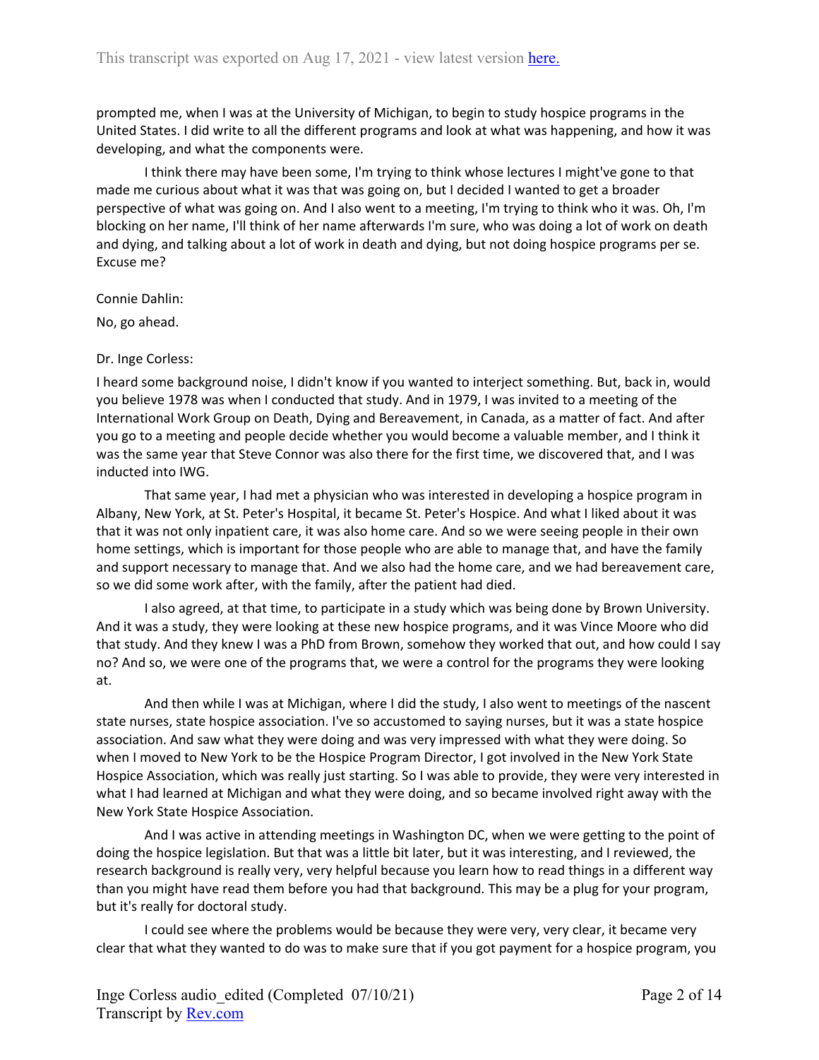prompted me, when I was at the University of Michigan, to begin to study hospice programs in the United States. I did write to all the different programs and look at what was happening, and how it was developing, and what the components were.

I think there may have been some, I'm trying to think whose lectures I might've gone to that made me curious about what it was that was going on, but I decided I wanted to get a broader perspective of what was going on. And I also went to a meeting, I'm trying to think who it was. Oh, I'm blocking on her name, I'll think of her name afterwards I'm sure, who was doing a lot of work on death and dying, and talking about a lot of work in death and dying, but not doing hospice programs per se. Excuse me?

Connie Dahlin:

No, go ahead.

Dr. Inge Corless:

I heard some background noise, I didn't know if you wanted to interject something. But, back in, would you believe 1978 was when I conducted that study. And in 1979, I was invited to a meeting of the International Work Group on Death, Dying and Bereavement, in Canada, as a matter of fact. And after you go to a meeting and people decide whether you would become a valuable member, and I think it was the same year that Steve Connor was also there for the first time, we discovered that, and I was inducted into IWG.

That same year, I had met a physician who was interested in developing a hospice program in Albany, New York, at St. Peter's Hospital, it became St. Peter's Hospice. And what I liked about it was that it was not only inpatient care, it was also home care. And so we were seeing people in their own home settings, which is important for those people who are able to manage that, and have the family and support necessary to manage that. And we also had the home care, and we had bereavement care, so we did some work after, with the family, after the patient had died.

I also agreed, at that time, to participate in a study which was being done by Brown University. And it was a study, they were looking at these new hospice programs, and it was Vince Moore who did that study. And they knew I was a PhD from Brown, somehow they worked that out, and how could I say no? And so, we were one of the programs that, we were a control for the programs they were looking at.

And then while I was at Michigan, where I did the study, I also went to meetings of the nascent state nurses, state hospice association. I've so accustomed to saying nurses, but it was a state hospice association. And saw what they were doing and was very impressed with what they were doing. So when I moved to New York to be the Hospice Program Director, I got involved in the New York State Hospice Association, which was really just starting. So I was able to provide, they were very interested in what I had learned at Michigan and what they were doing, and so became involved right away with the New York State Hospice Association.

And I was active in attending meetings in Washington DC, when we were getting to the point of doing the hospice legislation. But that was a little bit later, but it was interesting, and I reviewed, the research background is really very, very helpful because you learn how to read things in a different way than you might have read them before you had that background. This may be a plug for your program, but it's really for doctoral study.

I could see where the problems would be because they were very, very clear, it became very clear that what they wanted to do was to make sure that if you got payment for a hospice program, you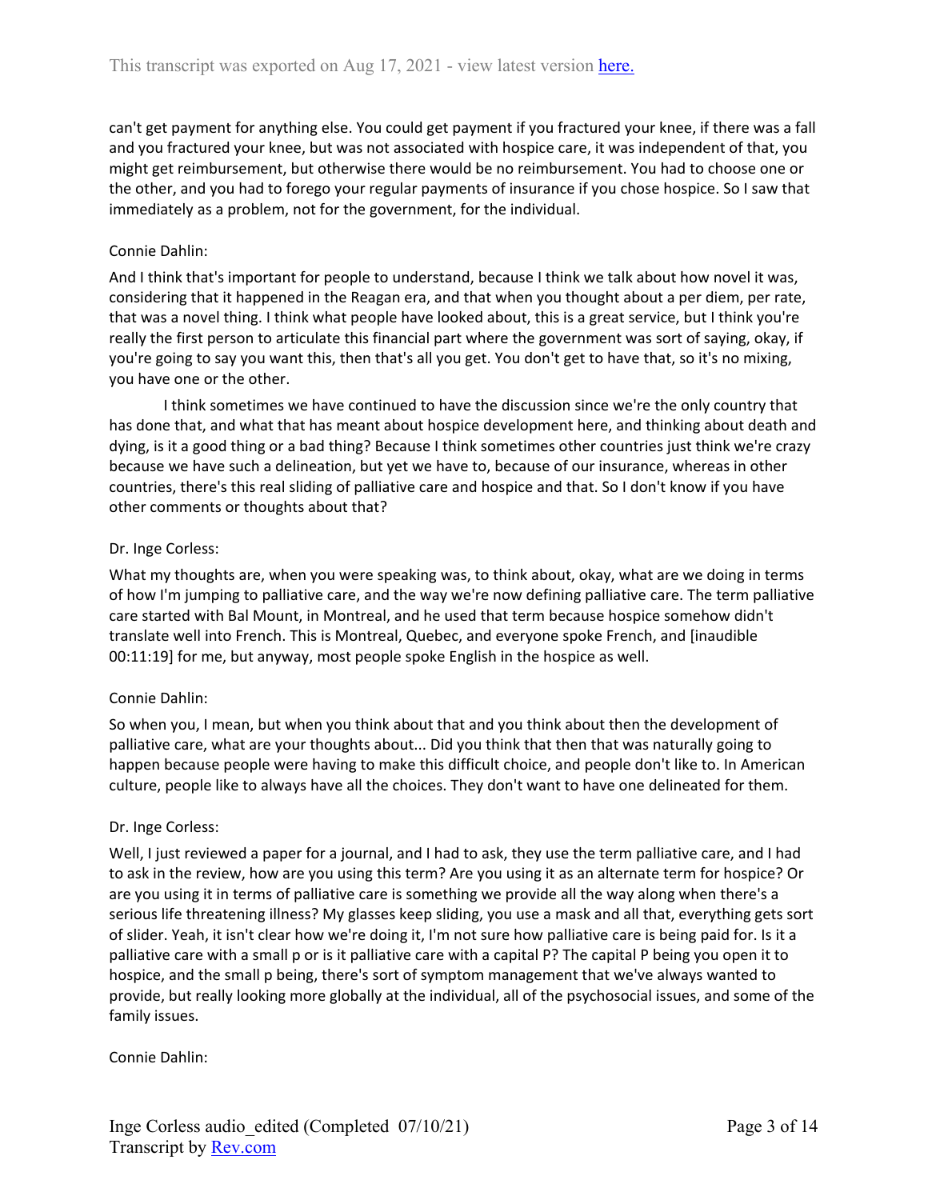can't get payment for anything else. You could get payment if you fractured your knee, if there was a fall and you fractured your knee, but was not associated with hospice care, it was independent of that, you might get reimbursement, but otherwise there would be no reimbursement. You had to choose one or the other, and you had to forego your regular payments of insurance if you chose hospice. So I saw that immediately as a problem, not for the government, for the individual.

Connie Dahlin:

And I think that's important for people to understand, because I think we talk about how novel it was, considering that it happened in the Reagan era, and that when you thought about a per diem, per rate, that was a novel thing. I think what people have looked about, this is a great service, but I think you're really the first person to articulate this financial part where the government was sort of saying, okay, if you're going to say you want this, then that's all you get. You don't get to have that, so it's no mixing, you have one or the other.

I think sometimes we have continued to have the discussion since we're the only country that has done that, and what that has meant about hospice development here, and thinking about death and dying, is it a good thing or a bad thing? Because I think sometimes other countries just think we're crazy because we have such a delineation, but yet we have to, because of our insurance, whereas in other countries, there's this real sliding of palliative care and hospice and that. So I don't know if you have other comments or thoughts about that?

Dr. Inge Corless:

What my thoughts are, when you were speaking was, to think about, okay, what are we doing in terms of how I'm jumping to palliative care, and the way we're now defining palliative care. The term palliative care started with Bal Mount, in Montreal, and he used that term because hospice somehow didn't translate well into French. This is Montreal, Quebec, and everyone spoke French, and [inaudible 00:11:19] for me, but anyway, most people spoke English in the hospice as well.

Connie Dahlin:

So when you, I mean, but when you think about that and you think about then the development of palliative care, what are your thoughts about... Did you think that then that was naturally going to happen because people were having to make this difficult choice, and people don't like to. In American culture, people like to always have all the choices. They don't want to have one delineated for them.

Dr. Inge Corless:

Well, I just reviewed a paper for a journal, and I had to ask, they use the term palliative care, and I had to ask in the review, how are you using this term? Are you using it as an alternate term for hospice? Or are you using it in terms of palliative care is something we provide all the way along when there's a serious life threatening illness? My glasses keep sliding, you use a mask and all that, everything gets sort of slider. Yeah, it isn't clear how we're doing it, I'm not sure how palliative care is being paid for. Is it a palliative care with a small p or is it palliative care with a capital P? The capital P being you open it to hospice, and the small p being, there's sort of symptom management that we've always wanted to provide, but really looking more globally at the individual, all of the psychosocial issues, and some of the family issues.

Connie Dahlin: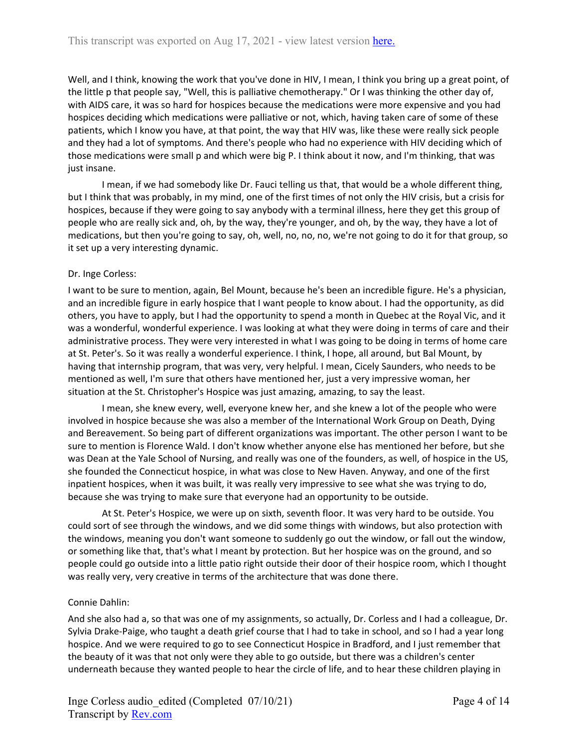Well, and I think, knowing the work that you've done in HIV, I mean, I think you bring up a great point, of the little p that people say, "Well, this is palliative chemotherapy." Or I was thinking the other day of, with AIDS care, it was so hard for hospices because the medications were more expensive and you had hospices deciding which medications were palliative or not, which, having taken care of some of these patients, which I know you have, at that point, the way that HIV was, like these were really sick people and they had a lot of symptoms. And there's people who had no experience with HIV deciding which of those medications were small p and which were big P. I think about it now, and I'm thinking, that was just insane.

I mean, if we had somebody like Dr. Fauci telling us that, that would be a whole different thing, but I think that was probably, in my mind, one of the first times of not only the HIV crisis, but a crisis for hospices, because if they were going to say anybody with a terminal illness, here they get this group of people who are really sick and, oh, by the way, they're younger, and oh, by the way, they have a lot of medications, but then you're going to say, oh, well, no, no, no, we're not going to do it for that group, so it set up a very interesting dynamic.

Dr. Inge Corless:

I want to be sure to mention, again, Bel Mount, because he's been an incredible figure. He's a physician, and an incredible figure in early hospice that I want people to know about. I had the opportunity, as did others, you have to apply, but I had the opportunity to spend a month in Quebec at the Royal Vic, and it was a wonderful, wonderful experience. I was looking at what they were doing in terms of care and their administrative process. They were very interested in what I was going to be doing in terms of home care at St. Peter's. So it was really a wonderful experience. I think, I hope, all around, but Bal Mount, by having that internship program, that was very, very helpful. I mean, Cicely Saunders, who needs to be mentioned as well, I'm sure that others have mentioned her, just a very impressive woman, her situation at the St. Christopher's Hospice was just amazing, amazing, to say the least.

I mean, she knew every, well, everyone knew her, and she knew a lot of the people who were involved in hospice because she was also a member of the International Work Group on Death, Dying and Bereavement. So being part of different organizations was important. The other person I want to be sure to mention is Florence Wald. I don't know whether anyone else has mentioned her before, but she was Dean at the Yale School of Nursing, and really was one of the founders, as well, of hospice in the US, she founded the Connecticut hospice, in what was close to New Haven. Anyway, and one of the first inpatient hospices, when it was built, it was really very impressive to see what she was trying to do, because she was trying to make sure that everyone had an opportunity to be outside.

At St. Peter's Hospice, we were up on sixth, seventh floor. It was very hard to be outside. You could sort of see through the windows, and we did some things with windows, but also protection with the windows, meaning you don't want someone to suddenly go out the window, or fall out the window, or something like that, that's what I meant by protection. But her hospice was on the ground, and so people could go outside into a little patio right outside their door of their hospice room, which I thought was really very, very creative in terms of the architecture that was done there.

Connie Dahlin:

And she also had a, so that was one of my assignments, so actually, Dr. Corless and I had a colleague, Dr. Sylvia Drake-Paige, who taught a death grief course that I had to take in school, and so I just had a year long hospice. And we were required to go to see Connecticut Hospice in Bradford, and I just remember that the beauty of it was that not only were they able to go outside, but there was a children's center underneath because they wanted people to hear the circle of life, and to hear these children playing in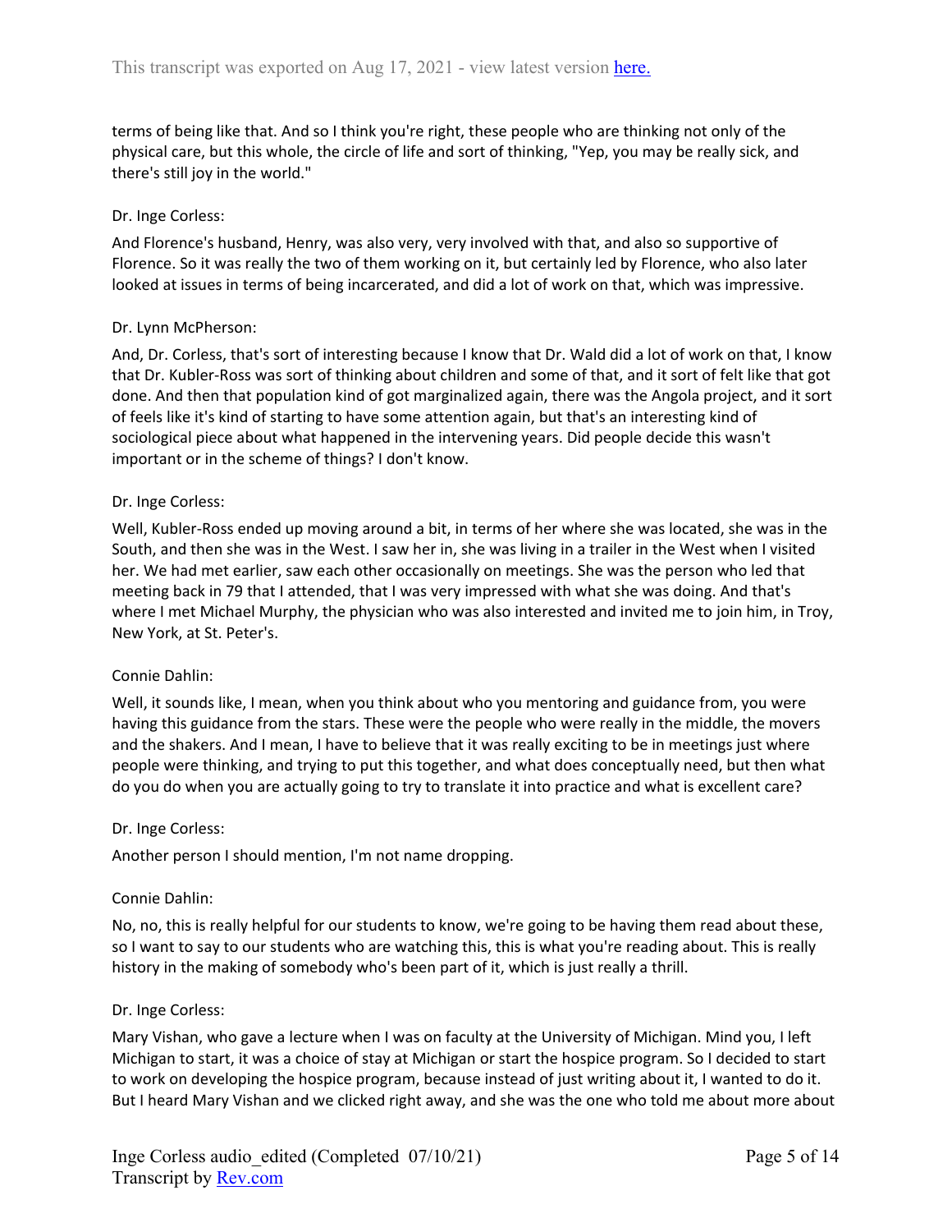terms of being like that. And so I think you're right, these people who are thinking not only of the physical care, but this whole, the circle of life and sort of thinking, "Yep, you may be really sick, and there's still joy in the world."

Dr. Inge Corless:

And Florence's husband, Henry, was also very, very involved with that, and also so supportive of Florence. So it was really the two of them working on it, but certainly led by Florence, who also later looked at issues in terms of being incarcerated, and did a lot of work on that, which was impressive.

Dr. Lynn McPherson:

And, Dr. Corless, that's sort of interesting because I know that Dr. Wald did a lot of work on that, I know that Dr. Kubler-Ross was sort of thinking about children and some of that, and it sort of felt like that got done. And then that population kind of got marginalized again, there was the Angola project, and it sort of feels like it's kind of starting to have some attention again, but that's an interesting kind of sociological piece about what happened in the intervening years. Did people decide this wasn't important or in the scheme of things? I don't know.

Dr. Inge Corless:

Well, Kubler-Ross ended up moving around a bit, in terms of her where she was located, she was in the South, and then she was in the West. I saw her in, she was living in a trailer in the West when I visited her. We had met earlier, saw each other occasionally on meetings. She was the person who led that meeting back in 79 that I attended, that I was very impressed with what she was doing. And that's where I met Michael Murphy, the physician who was also interested and invited me to join him, in Troy, New York, at St. Peter's.

Connie Dahlin:

Well, it sounds like, I mean, when you think about who you mentoring and guidance from, you were having this guidance from the stars. These were the people who were really in the middle, the movers and the shakers. And I mean, I have to believe that it was really exciting to be in meetings just where people were thinking, and trying to put this together, and what does conceptually need, but then what do you do when you are actually going to try to translate it into practice and what is excellent care?

Dr. Inge Corless:

Another person I should mention, I'm not name dropping.

Connie Dahlin:

No, no, this is really helpful for our students to know, we're going to be having them read about these, so I want to say to our students who are watching this, this is what you're reading about. This is really history in the making of somebody who's been part of it, which is just really a thrill.

Dr. Inge Corless:

Mary Vishan, who gave a lecture when I was on faculty at the University of Michigan. Mind you, I left Michigan to start, it was a choice of stay at Michigan or start the hospice program. So I decided to start to work on developing the hospice program, because instead of just writing about it, I wanted to do it. But I heard Mary Vishan and we clicked right away, and she was the one who told me about more about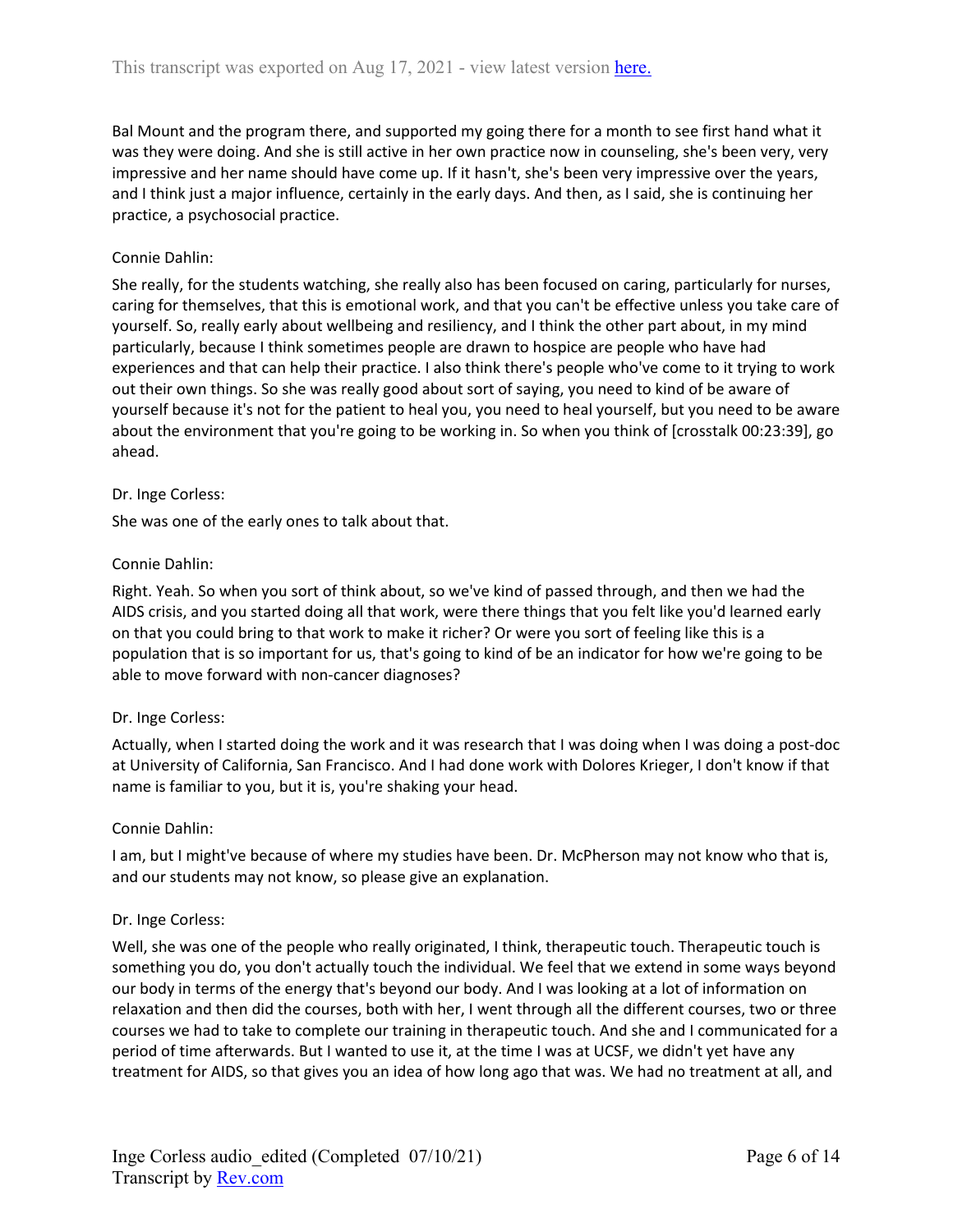Bal Mount and the program there, and supported my going there for a month to see first hand what it was they were doing. And she is still active in her own practice now in counseling, she's been very, very impressive and her name should have come up. If it hasn't, she's been very impressive over the years, and I think just a major influence, certainly in the early days. And then, as I said, she is continuing her practice, a psychosocial practice.

Connie Dahlin:

She really, for the students watching, she really also has been focused on caring, particularly for nurses, caring for themselves, that this is emotional work, and that you can't be effective unless you take care of yourself. So, really early about wellbeing and resiliency, and I think the other part about, in my mind particularly, because I think sometimes people are drawn to hospice are people who have had experiences and that can help their practice. I also think there's people who've come to it trying to work out their own things. So she was really good about sort of saying, you need to kind of be aware of yourself because it's not for the patient to heal you, you need to heal yourself, but you need to be aware about the environment that you're going to be working in. So when you think of [crosstalk 00:23:39], go ahead.

Dr. Inge Corless:

She was one of the early ones to talk about that.

Connie Dahlin:

Right. Yeah. So when you sort of think about, so we've kind of passed through, and then we had the AIDS crisis, and you started doing all that work, were there things that you felt like you'd learned early on that you could bring to that work to make it richer? Or were you sort of feeling like this is a population that is so important for us, that's going to kind of be an indicator for how we're going to be able to move forward with non-cancer diagnoses?

Dr. Inge Corless:

Actually, when I started doing the work and it was research that I was doing when I was doing a post-doc at University of California, San Francisco. And I had done work with Dolores Krieger, I don't know if that name is familiar to you, but it is, you're shaking your head.

Connie Dahlin:

I am, but I might've because of where my studies have been. Dr. McPherson may not know who that is, and our students may not know, so please give an explanation.

Dr. Inge Corless:

Well, she was one of the people who really originated, I think, therapeutic touch. Therapeutic touch is something you do, you don't actually touch the individual. We feel that we extend in some ways beyond our body in terms of the energy that's beyond our body. And I was looking at a lot of information on relaxation and then did the courses, both with her, I went through all the different courses, two or three courses we had to take to complete our training in therapeutic touch. And she and I communicated for a period of time afterwards. But I wanted to use it, at the time I was at UCSF, we didn't yet have any treatment for AIDS, so that gives you an idea of how long ago that was. We had no treatment at all, and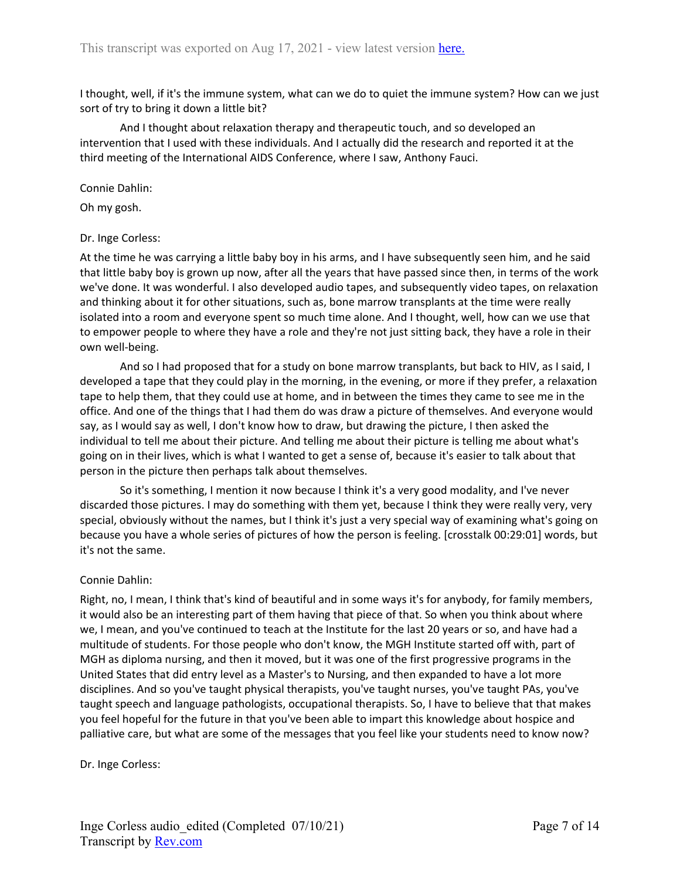I thought, well, if it's the immune system, what can we do to quiet the immune system? How can we just sort of try to bring it down a little bit?

And I thought about relaxation therapy and therapeutic touch, and so developed an intervention that I used with these individuals. And I actually did the research and reported it at the third meeting of the International AIDS Conference, where I saw, Anthony Fauci.

Connie Dahlin:

Oh my gosh.

Dr. Inge Corless:

At the time he was carrying a little baby boy in his arms, and I have subsequently seen him, and he said that little baby boy is grown up now, after all the years that have passed since then, in terms of the work we've done. It was wonderful. I also developed audio tapes, and subsequently video tapes, on relaxation and thinking about it for other situations, such as, bone marrow transplants at the time were really isolated into a room and everyone spent so much time alone. And I thought, well, how can we use that to empower people to where they have a role and they're not just sitting back, they have a role in their own well-being.

And so I had proposed that for a study on bone marrow transplants, but back to HIV, as I said, I developed a tape that they could play in the morning, in the evening, or more if they prefer, a relaxation tape to help them, that they could use at home, and in between the times they came to see me in the office. And one of the things that I had them do was draw a picture of themselves. And everyone would say, as I would say as well, I don't know how to draw, but drawing the picture, I then asked the individual to tell me about their picture. And telling me about their picture is telling me about what's going on in their lives, which is what I wanted to get a sense of, because it's easier to talk about that person in the picture then perhaps talk about themselves.

So it's something, I mention it now because I think it's a very good modality, and I've never discarded those pictures. I may do something with them yet, because I think they were really very, very special, obviously without the names, but I think it's just a very special way of examining what's going on because you have a whole series of pictures of how the person is feeling. [crosstalk 00:29:01] words, but it's not the same.

Connie Dahlin:

Right, no, I mean, I think that's kind of beautiful and in some ways it's for anybody, for family members, it would also be an interesting part of them having that piece of that. So when you think about where we, I mean, and you've continued to teach at the Institute for the last 20 years or so, and have had a multitude of students. For those people who don't know, the MGH Institute started off with, part of MGH as diploma nursing, and then it moved, but it was one of the first progressive programs in the United States that did entry level as a Master's to Nursing, and then expanded to have a lot more disciplines. And so you've taught physical therapists, you've taught nurses, you've taught PAs, you've taught speech and language pathologists, occupational therapists. So, I have to believe that that makes you feel hopeful for the future in that you've been able to impart this knowledge about hospice and palliative care, but what are some of the messages that you feel like your students need to know now?

Dr. Inge Corless: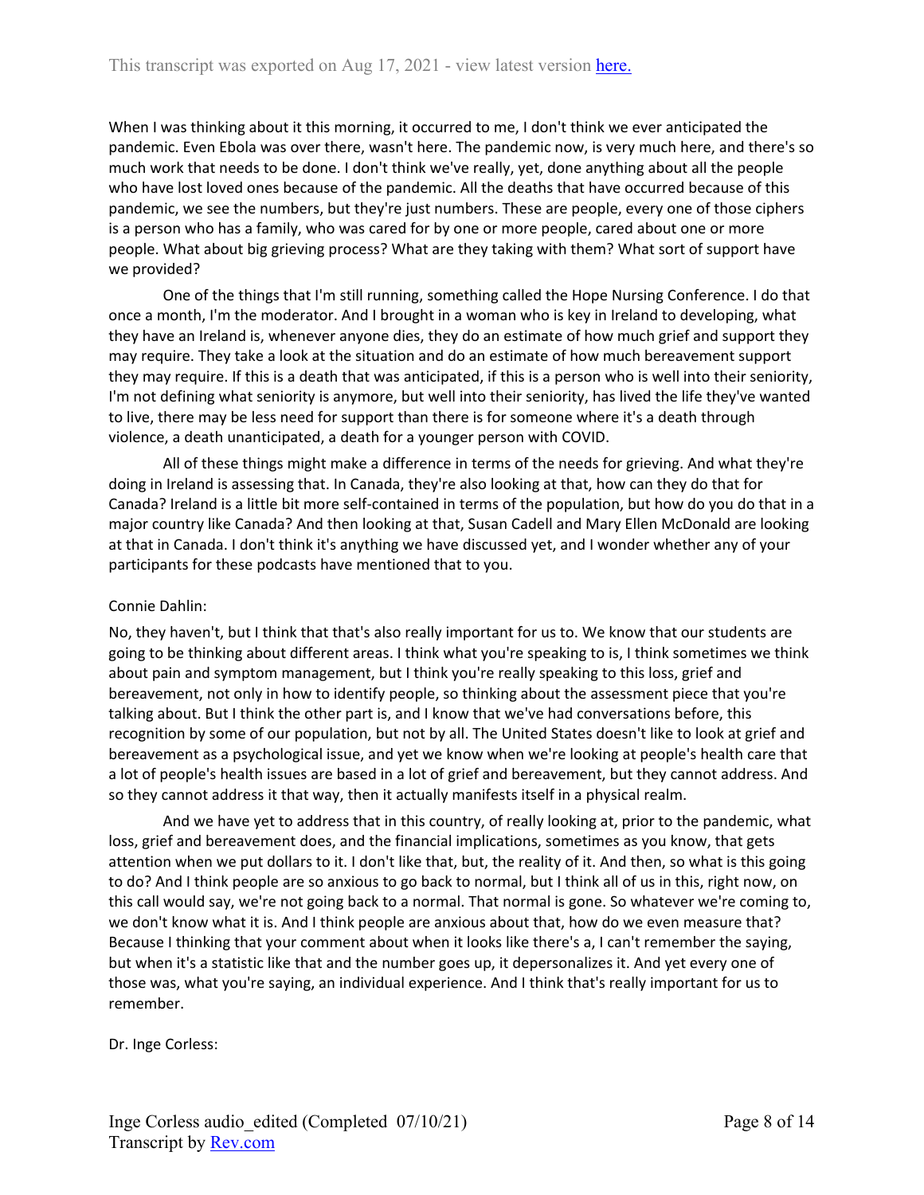When I was thinking about it this morning, it occurred to me, I don't think we ever anticipated the pandemic. Even Ebola was over there, wasn't here. The pandemic now, is very much here, and there's so much work that needs to be done. I don't think we've really, yet, done anything about all the people who have lost loved ones because of the pandemic. All the deaths that have occurred because of this pandemic, we see the numbers, but they're just numbers. These are people, every one of those ciphers is a person who has a family, who was cared for by one or more people, cared about one or more people. What about big grieving process? What are they taking with them? What sort of support have we provided?

One of the things that I'm still running, something called the Hope Nursing Conference. I do that once a month, I'm the moderator. And I brought in a woman who is key in Ireland to developing, what they have an Ireland is, whenever anyone dies, they do an estimate of how much grief and support they may require. They take a look at the situation and do an estimate of how much bereavement support they may require. If this is a death that was anticipated, if this is a person who is well into their seniority, I'm not defining what seniority is anymore, but well into their seniority, has lived the life they've wanted to live, there may be less need for support than there is for someone where it's a death through violence, a death unanticipated, a death for a younger person with COVID.

All of these things might make a difference in terms of the needs for grieving. And what they're doing in Ireland is assessing that. In Canada, they're also looking at that, how can they do that for Canada? Ireland is a little bit more self-contained in terms of the population, but how do you do that in a major country like Canada? And then looking at that, Susan Cadell and Mary Ellen McDonald are looking at that in Canada. I don't think it's anything we have discussed yet, and I wonder whether any of your participants for these podcasts have mentioned that to you.

Connie Dahlin:

No, they haven't, but I think that that's also really important for us to. We know that our students are going to be thinking about different areas. I think what you're speaking to is, I think sometimes we think about pain and symptom management, but I think you're really speaking to this loss, grief and bereavement, not only in how to identify people, so thinking about the assessment piece that you're talking about. But I think the other part is, and I know that we've had conversations before, this recognition by some of our population, but not by all. The United States doesn't like to look at grief and bereavement as a psychological issue, and yet we know when we're looking at people's health care that a lot of people's health issues are based in a lot of grief and bereavement, but they cannot address. And so they cannot address it that way, then it actually manifests itself in a physical realm.

And we have yet to address that in this country, of really looking at, prior to the pandemic, what loss, grief and bereavement does, and the financial implications, sometimes as you know, that gets attention when we put dollars to it. I don't like that, but, the reality of it. And then, so what is this going to do? And I think people are so anxious to go back to normal, but I think all of us in this, right now, on this call would say, we're not going back to a normal. That normal is gone. So whatever we're coming to, we don't know what it is. And I think people are anxious about that, how do we even measure that? Because I thinking that your comment about when it looks like there's a, I can't remember the saying, but when it's a statistic like that and the number goes up, it depersonalizes it. And yet every one of those was, what you're saying, an individual experience. And I think that's really important for us to remember.

Dr. Inge Corless: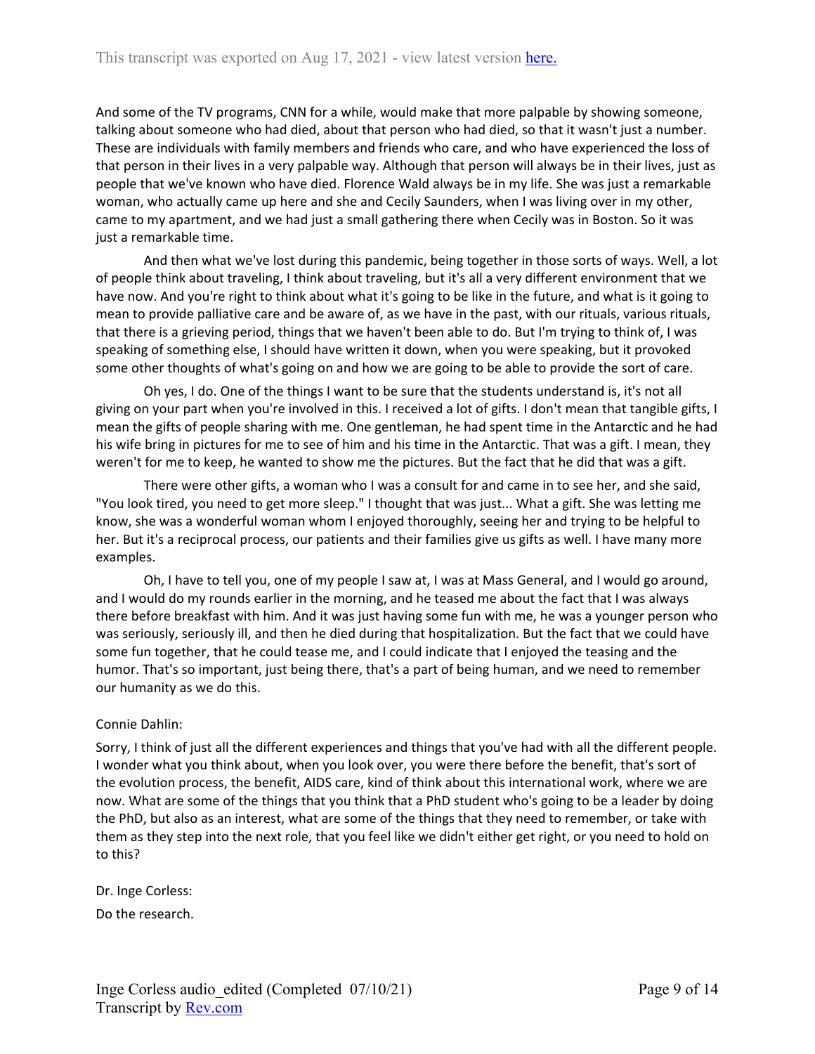And some of the TV programs, CNN for a while, would make that more palpable by showing someone, talking about someone who had died, about that person who had died, so that it wasn't just a number. These are individuals with family members and friends who care, and who have experienced the loss of that person in their lives in a very palpable way. Although that person will always be in their lives, just as people that we've known who have died. Florence Wald always be in my life. She was just a remarkable woman, who actually came up here and she and Cecily Saunders, when I was living over in my other, came to my apartment, and we had just a small gathering there when Cecily was in Boston. So it was just a remarkable time.

And then what we've lost during this pandemic, being together in those sorts of ways. Well, a lot of people think about traveling, I think about traveling, but it's all a very different environment that we have now. And you're right to think about what it's going to be like in the future, and what is it going to mean to provide palliative care and be aware of, as we have in the past, with our rituals, various rituals, that there is a grieving period, things that we haven't been able to do. But I'm trying to think of, I was speaking of something else, I should have written it down, when you were speaking, but it provoked some other thoughts of what's going on and how we are going to be able to provide the sort of care.

Oh yes, I do. One of the things I want to be sure that the students understand is, it's not all giving on your part when you're involved in this. I received a lot of gifts. I don't mean that tangible gifts, I mean the gifts of people sharing with me. One gentleman, he had spent time in the Antarctic and he had his wife bring in pictures for me to see of him and his time in the Antarctic. That was a gift. I mean, they weren't for me to keep, he wanted to show me the pictures. But the fact that he did that was a gift.

There were other gifts, a woman who I was a consult for and came in to see her, and she said, "You look tired, you need to get more sleep." I thought that was just... What a gift. She was letting me know, she was a wonderful woman whom I enjoyed thoroughly, seeing her and trying to be helpful to her. But it's a reciprocal process, our patients and their families give us gifts as well. I have many more examples.

Oh, I have to tell you, one of my people I saw at, I was at Mass General, and I would go around, and I would do my rounds earlier in the morning, and he teased me about the fact that I was always there before breakfast with him. And it was just having some fun with me, he was a younger person who was seriously, seriously ill, and then he died during that hospitalization. But the fact that we could have some fun together, that he could tease me, and I could indicate that I enjoyed the teasing and the humor. That's so important, just being there, that's a part of being human, and we need to remember our humanity as we do this.

Connie Dahlin:

Sorry, I think of just all the different experiences and things that you've had with all the different people. I wonder what you think about, when you look over, you were there before the benefit, that's sort of the evolution process, the benefit, AIDS care, kind of think about this international work, where we are now. What are some of the things that you think that a PhD student who's going to be a leader by doing the PhD, but also as an interest, what are some of the things that they need to remember, or take with them as they step into the next role, that you feel like we didn't either get right, or you need to hold on to this?

Dr. Inge Corless:

Do the research.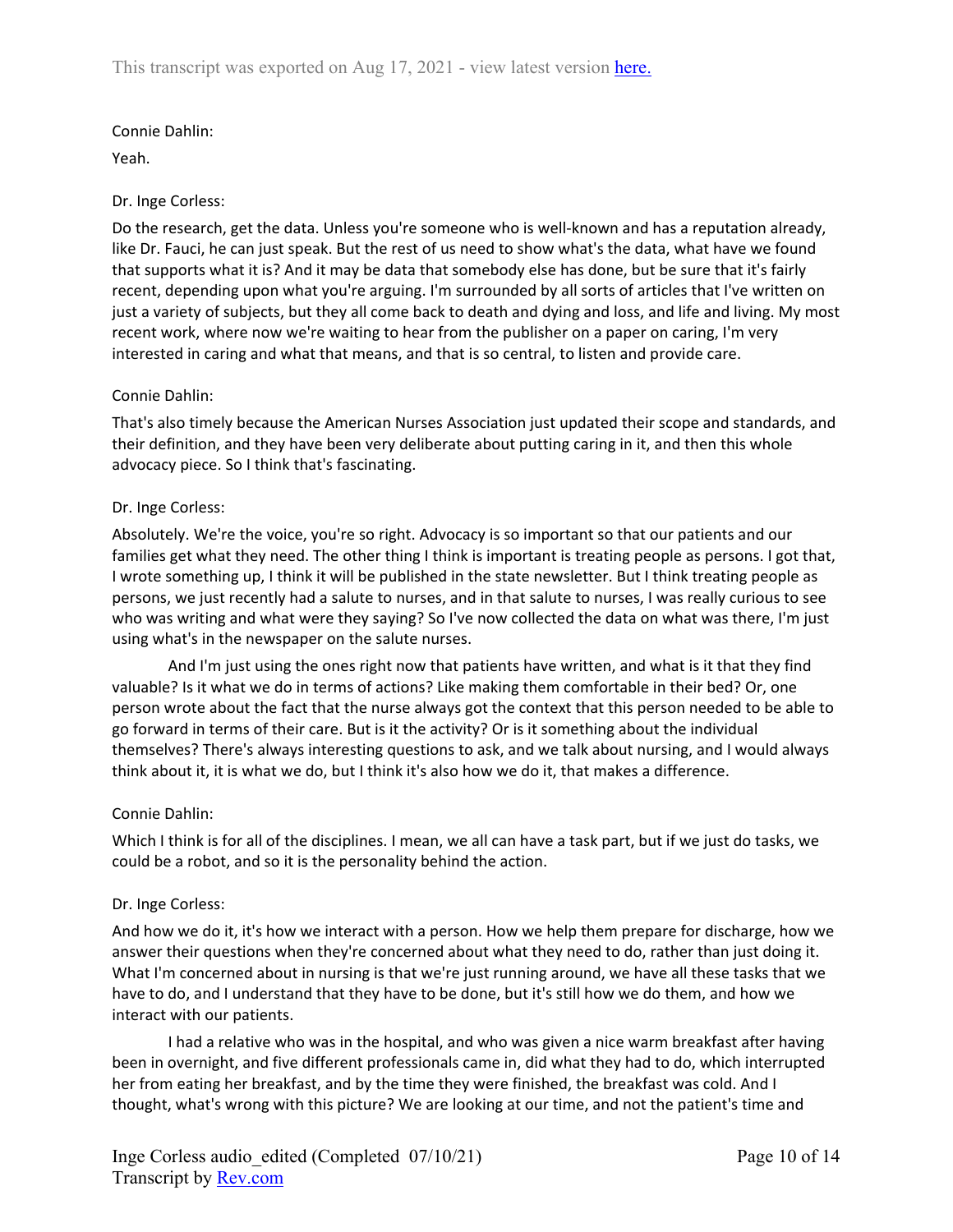Connie Dahlin:

Yeah.

Dr. Inge Corless:

Do the research, get the data. Unless you're someone who is well-known and has a reputation already, like Dr. Fauci, he can just speak. But the rest of us need to show what's the data, what have we found that supports what it is? And it may be data that somebody else has done, but be sure that it's fairly recent, depending upon what you're arguing. I'm surrounded by all sorts of articles that I've written on just a variety of subjects, but they all come back to death and dying and loss, and life and living. My most recent work, where now we're waiting to hear from the publisher on a paper on caring, I'm very interested in caring and what that means, and that is so central, to listen and provide care.

Connie Dahlin:

That's also timely because the American Nurses Association just updated their scope and standards, and their definition, and they have been very deliberate about putting caring in it, and then this whole advocacy piece. So I think that's fascinating.

Dr. Inge Corless:

Absolutely. We're the voice, you're so right. Advocacy is so important so that our patients and our families get what they need. The other thing I think is important is treating people as persons. I got that, I wrote something up, I think it will be published in the state newsletter. But I think treating people as persons, we just recently had a salute to nurses, and in that salute to nurses, I was really curious to see who was writing and what were they saying? So I've now collected the data on what was there, I'm just using what's in the newspaper on the salute nurses.

And I'm just using the ones right now that patients have written, and what is it that they find valuable? Is it what we do in terms of actions? Like making them comfortable in their bed? Or, one person wrote about the fact that the nurse always got the context that this person needed to be able to go forward in terms of their care. But is it the activity? Or is it something about the individual themselves? There's always interesting questions to ask, and we talk about nursing, and I would always think about it, it is what we do, but I think it's also how we do it, that makes a difference.

Connie Dahlin:

Which I think is for all of the disciplines. I mean, we all can have a task part, but if we just do tasks, we could be a robot, and so it is the personality behind the action.

Dr. Inge Corless:

And how we do it, it's how we interact with a person. How we help them prepare for discharge, how we answer their questions when they're concerned about what they need to do, rather than just doing it. What I'm concerned about in nursing is that we're just running around, we have all these tasks that we have to do, and I understand that they have to be done, but it's still how we do them, and how we interact with our patients.

I had a relative who was in the hospital, and who was given a nice warm breakfast after having been in overnight, and five different professionals came in, did what they had to do, which interrupted her from eating her breakfast, and by the time they were finished, the breakfast was cold. And I thought, what's wrong with this picture? We are looking at our time, and not the patient's time and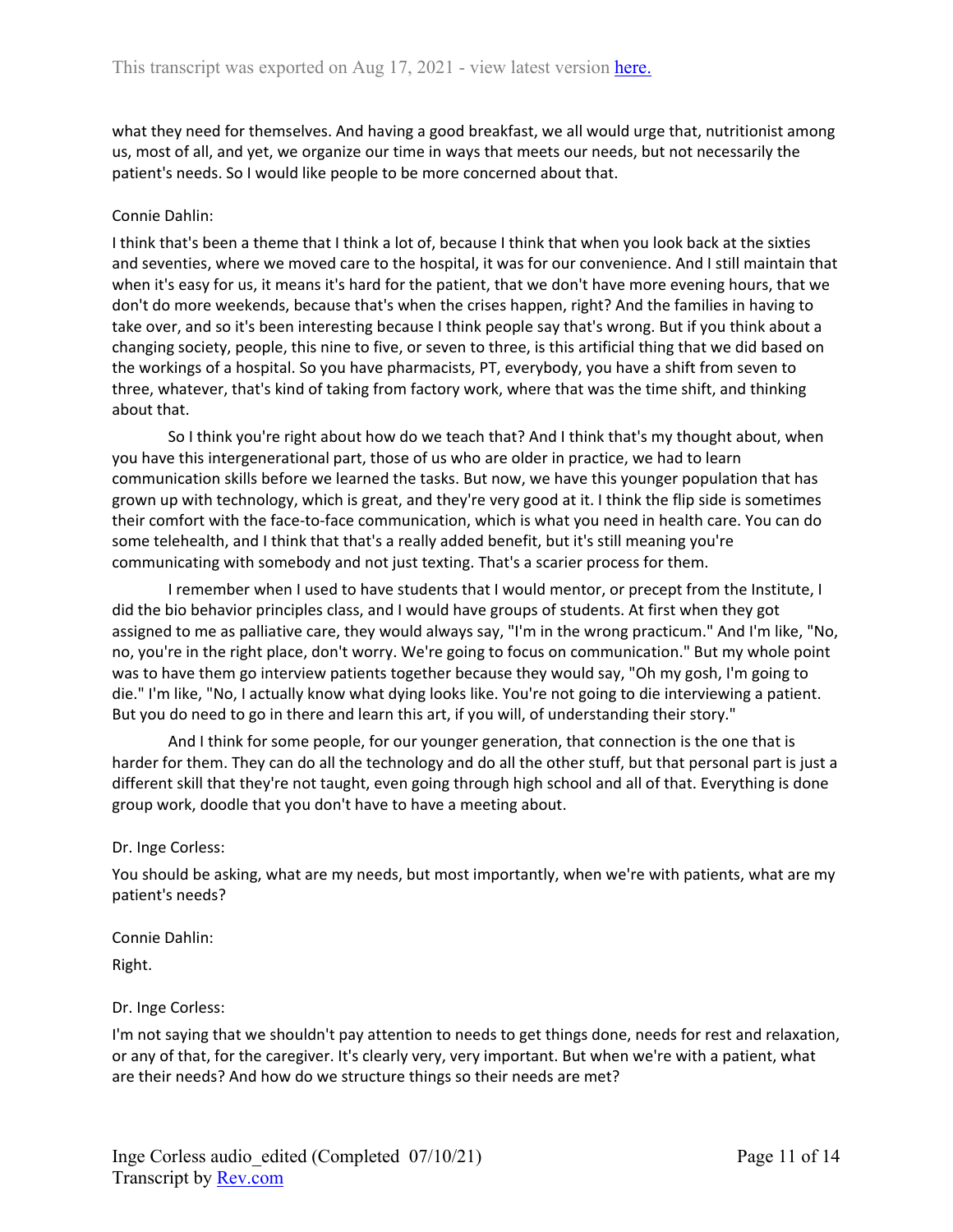what they need for themselves. And having a good breakfast, we all would urge that, nutritionist among us, most of all, and yet, we organize our time in ways that meets our needs, but not necessarily the patient's needs. So I would like people to be more concerned about that.

Connie Dahlin:

I think that's been a theme that I think a lot of, because I think that when you look back at the sixties and seventies, where we moved care to the hospital, it was for our convenience. And I still maintain that when it's easy for us, it means it's hard for the patient, that we don't have more evening hours, that we don't do more weekends, because that's when the crises happen, right? And the families in having to take over, and so it's been interesting because I think people say that's wrong. But if you think about a changing society, people, this nine to five, or seven to three, is this artificial thing that we did based on the workings of a hospital. So you have pharmacists, PT, everybody, you have a shift from seven to three, whatever, that's kind of taking from factory work, where that was the time shift, and thinking about that.

So I think you're right about how do we teach that? And I think that's my thought about, when you have this intergenerational part, those of us who are older in practice, we had to learn communication skills before we learned the tasks. But now, we have this younger population that has grown up with technology, which is great, and they're very good at it. I think the flip side is sometimes their comfort with the face-to-face communication, which is what you need in health care. You can do some telehealth, and I think that that's a really added benefit, but it's still meaning you're communicating with somebody and not just texting. That's a scarier process for them.

I remember when I used to have students that I would mentor, or precept from the Institute, I did the bio behavior principles class, and I would have groups of students. At first when they got assigned to me as palliative care, they would always say, "I'm in the wrong practicum." And I'm like, "No, no, you're in the right place, don't worry. We're going to focus on communication." But my whole point was to have them go interview patients together because they would say, "Oh my gosh, I'm going to die." I'm like, "No, I actually know what dying looks like. You're not going to die interviewing a patient. But you do need to go in there and learn this art, if you will, of understanding their story."

And I think for some people, for our younger generation, that connection is the one that is harder for them. They can do all the technology and do all the other stuff, but that personal part is just a different skill that they're not taught, even going through high school and all of that. Everything is done group work, doodle that you don't have to have a meeting about.

Dr. Inge Corless:

You should be asking, what are my needs, but most importantly, when we're with patients, what are my patient's needs?

Connie Dahlin:

Right.

Dr. Inge Corless:

I'm not saying that we shouldn't pay attention to needs to get things done, needs for rest and relaxation, or any of that, for the caregiver. It's clearly very, very important. But when we're with a patient, what are their needs? And how do we structure things so their needs are met?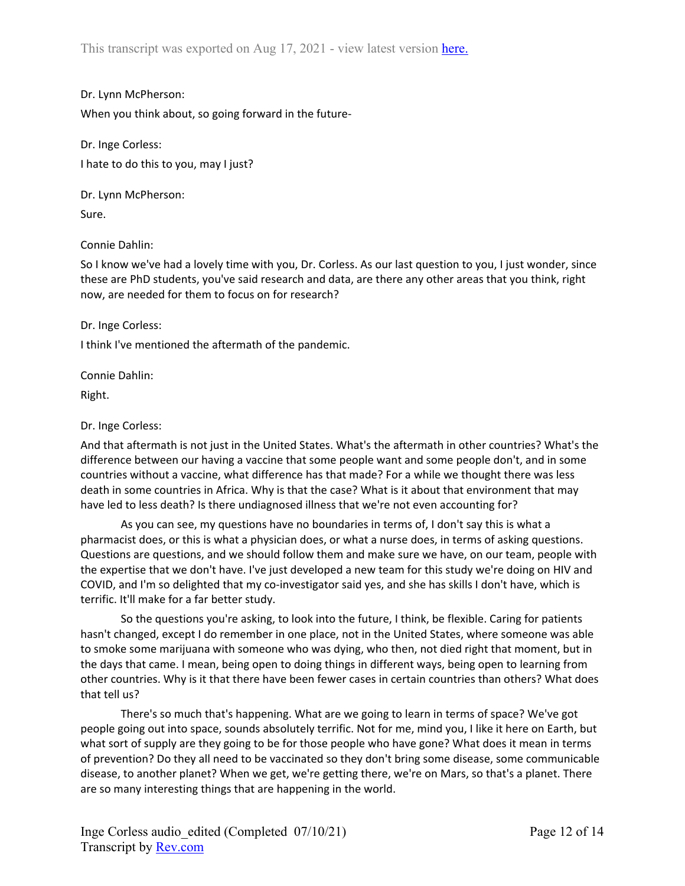Dr. Lynn McPherson:

When you think about, so going forward in the future-

Dr. Inge Corless:

I hate to do this to you, may I just?

Dr. Lynn McPherson:

Sure.

Connie Dahlin:

So I know we've had a lovely time with you, Dr. Corless. As our last question to you, I just wonder, since these are PhD students, you've said research and data, are there any other areas that you think, right now, are needed for them to focus on for research?

Dr. Inge Corless:

I think I've mentioned the aftermath of the pandemic.

Connie Dahlin:

Right.

Dr. Inge Corless:

And that aftermath is not just in the United States. What's the aftermath in other countries? What's the difference between our having a vaccine that some people want and some people don't, and in some countries without a vaccine, what difference has that made? For a while we thought there was less death in some countries in Africa. Why is that the case? What is it about that environment that may have led to less death? Is there undiagnosed illness that we're not even accounting for?

As you can see, my questions have no boundaries in terms of, I don't say this is what a pharmacist does, or this is what a physician does, or what a nurse does, in terms of asking questions. Questions are questions, and we should follow them and make sure we have, on our team, people with the expertise that we don't have. I've just developed a new team for this study we're doing on HIV and COVID, and I'm so delighted that my co-investigator said yes, and she has skills I don't have, which is terrific. It'll make for a far better study.

So the questions you're asking, to look into the future, I think, be flexible. Caring for patients hasn't changed, except I do remember in one place, not in the United States, where someone was able to smoke some marijuana with someone who was dying, who then, not died right that moment, but in the days that came. I mean, being open to doing things in different ways, being open to learning from other countries. Why is it that there have been fewer cases in certain countries than others? What does that tell us?

There's so much that's happening. What are we going to learn in terms of space? We've got people going out into space, sounds absolutely terrific. Not for me, mind you, I like it here on Earth, but what sort of supply are they going to be for those people who have gone? What does it mean in terms of prevention? Do they all need to be vaccinated so they don't bring some disease, some communicable disease, to another planet? When we get, we're getting there, we're on Mars, so that's a planet. There are so many interesting things that are happening in the world.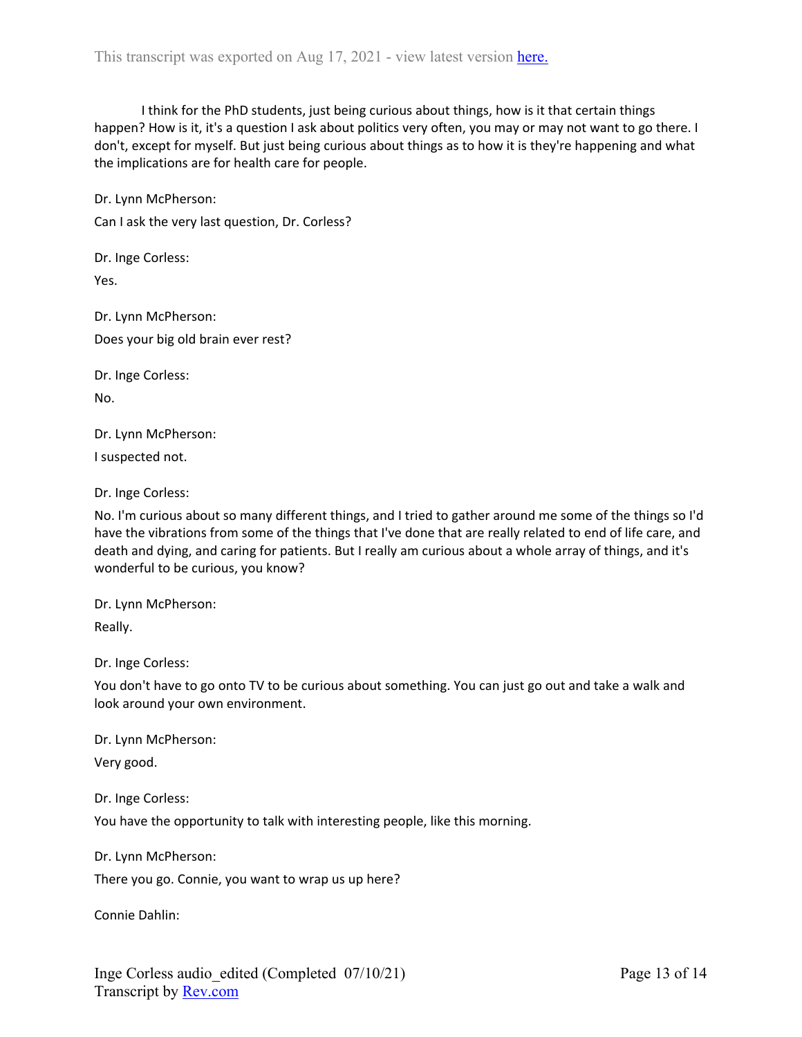I think for the PhD students, just being curious about things, how is it that certain things happen? How is it, it's a question I ask about politics very often, you may or may not want to go there. I don't, except for myself. But just being curious about things as to how it is they're happening and what the implications are for health care for people.

Dr. Lynn McPherson:

Can I ask the very last question, Dr. Corless?

Dr. Inge Corless:

Yes.

Dr. Lynn McPherson:

Does your big old brain ever rest?

Dr. Inge Corless:

No.

Dr. Lynn McPherson:

I suspected not.

Dr. Inge Corless:

No. I'm curious about so many different things, and I tried to gather around me some of the things so I'd have the vibrations from some of the things that I've done that are really related to end of life care, and death and dying, and caring for patients. But I really am curious about a whole array of things, and it's wonderful to be curious, you know?

Dr. Lynn McPherson:

Really.

Dr. Inge Corless:

You don't have to go onto TV to be curious about something. You can just go out and take a walk and look around your own environment.

Dr. Lynn McPherson:

Very good.

Dr. Inge Corless:

You have the opportunity to talk with interesting people, like this morning.

Dr. Lynn McPherson:

There you go. Connie, you want to wrap us up here?

Connie Dahlin: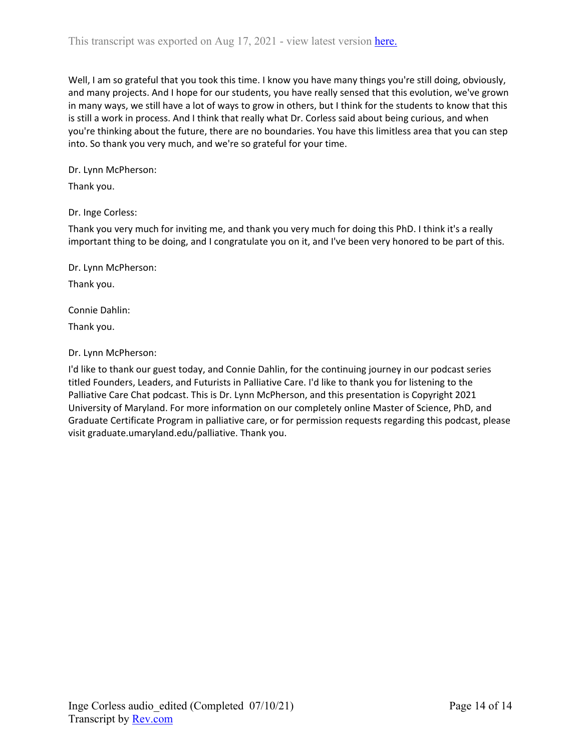Well, I am so grateful that you took this time. I know you have many things you're still doing, obviously, and many projects. And I hope for our students, you have really sensed that this evolution, we've grown in many ways, we still have a lot of ways to grow in others, but I think for the students to know that this is still a work in process. And I think that really what Dr. Corless said about being curious, and when you're thinking about the future, there are no boundaries. You have this limitless area that you can step into. So thank you very much, and we're so grateful for your time.

Dr. Lynn McPherson:

Thank you.

Dr. Inge Corless:

Thank you very much for inviting me, and thank you very much for doing this PhD. I think it's a really important thing to be doing, and I congratulate you on it, and I've been very honored to be part of this.

Dr. Lynn McPherson:

Thank you.

Connie Dahlin:

Thank you.

Dr. Lynn McPherson:

I'd like to thank our guest today, and Connie Dahlin, for the continuing journey in our podcast series titled Founders, Leaders, and Futurists in Palliative Care. I'd like to thank you for listening to the Palliative Care Chat podcast. This is Dr. Lynn McPherson, and this presentation is Copyright 2021 University of Maryland. For more information on our completely online Master of Science, PhD, and Graduate Certificate Program in palliative care, or for permission requests regarding this podcast, please visit graduate.umaryland.edu/palliative. Thank you.